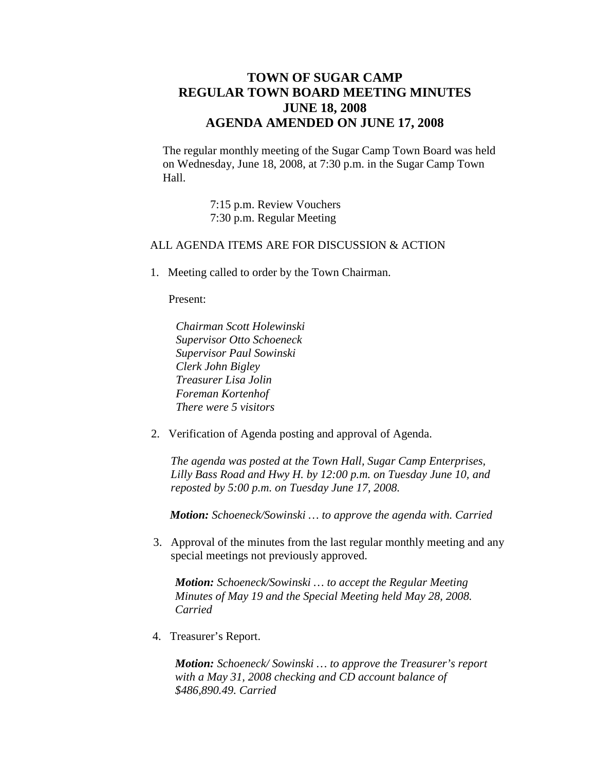# TOWN OF SUGAR CAMP
# REGULAR TOWN BOARD MEETING MINUTES
# JUNE 18, 2008
# AGENDA AMENDED ON JUNE 17, 2008

The regular monthly meeting of the Sugar Camp Town Board was held on Wednesday, June 18, 2008, at 7:30 p.m. in the Sugar Camp Town Hall.

7:15 p.m. Review Vouchers
7:30 p.m. Regular Meeting

ALL AGENDA ITEMS ARE FOR DISCUSSION & ACTION

1. Meeting called to order by the Town Chairman.

   Present:

   *Chairman Scott Holewinski*
   *Supervisor Otto Schoeneck*
   *Supervisor Paul Sowinski*
   *Clerk John Bigley*
   *Treasurer Lisa Jolin*
   *Foreman Kortenhof*
   *There were 5 visitors*

2. Verification of Agenda posting and approval of Agenda.

   *The agenda was posted at the Town Hall, Sugar Camp Enterprises, Lilly Bass Road and Hwy H. by 12:00 p.m. on Tuesday June 10, and reposted by 5:00 p.m. on Tuesday June 17, 2008.*

   ***Motion:*** *Schoeneck/Sowinski … to approve the agenda with. Carried*

3. Approval of the minutes from the last regular monthly meeting and any special meetings not previously approved.

   ***Motion:*** *Schoeneck/Sowinski … to accept the Regular Meeting Minutes of May 19 and the Special Meeting held May 28, 2008. Carried*

4. Treasurer's Report.

   ***Motion:*** *Schoeneck/ Sowinski … to approve the Treasurer's report with a May 31, 2008 checking and CD account balance of $486,890.49. Carried*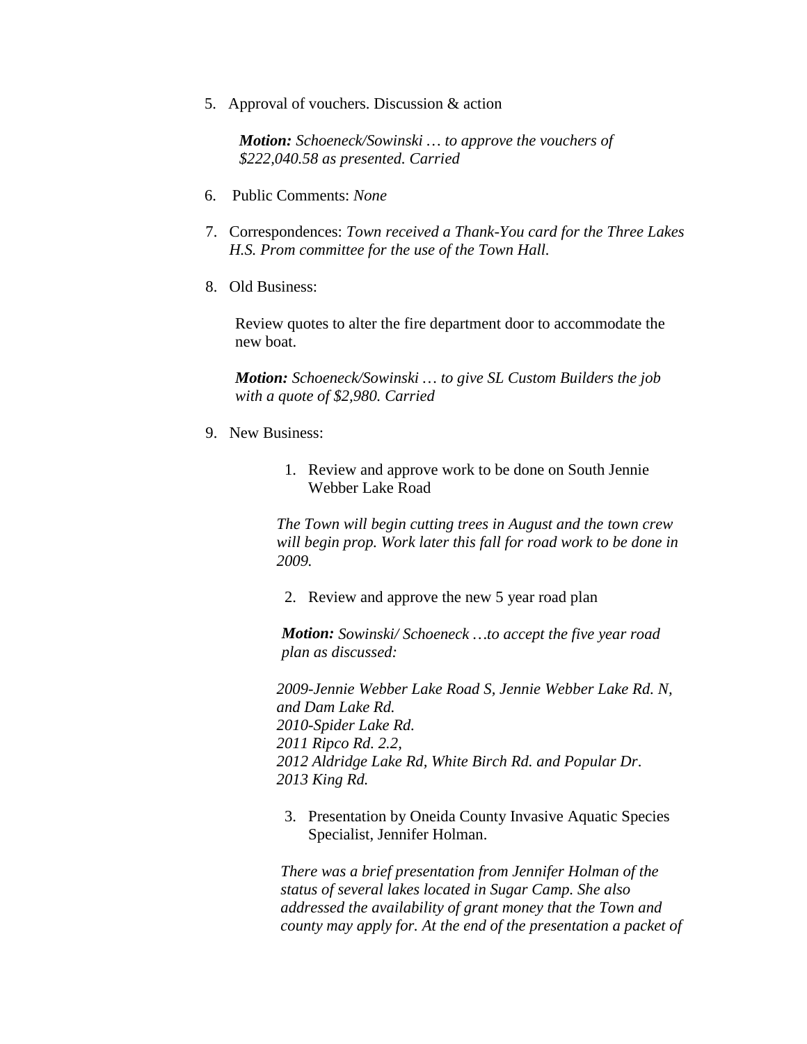5. Approval of vouchers. Discussion & action

   ***Motion:*** *Schoeneck/Sowinski … to approve the vouchers of $222,040.58 as presented. Carried*

6. Public Comments: *None*

7. Correspondences: *Town received a Thank-You card for the Three Lakes H.S. Prom committee for the use of the Town Hall.*

8. Old Business:

   Review quotes to alter the fire department door to accommodate the new boat.

   ***Motion:*** *Schoeneck/Sowinski … to give SL Custom Builders the job with a quote of $2,980. Carried*

9. New Business:

   1. Review and approve work to be done on South Jennie Webber Lake Road

      *The Town will begin cutting trees in August and the town crew will begin prop. Work later this fall for road work to be done in 2009.*

   2. Review and approve the new 5 year road plan

      ***Motion:*** *Sowinski/ Schoeneck …to accept the five year road plan as discussed:*

      *2009-Jennie Webber Lake Road S, Jennie Webber Lake Rd. N, and Dam Lake Rd.*
      *2010-Spider Lake Rd.*
      *2011 Ripco Rd. 2.2,*
      *2012 Aldridge Lake Rd, White Birch Rd. and Popular Dr.*
      *2013 King Rd.*

   3. Presentation by Oneida County Invasive Aquatic Species Specialist, Jennifer Holman.

      *There was a brief presentation from Jennifer Holman of the status of several lakes located in Sugar Camp. She also addressed the availability of grant money that the Town and county may apply for. At the end of the presentation a packet of*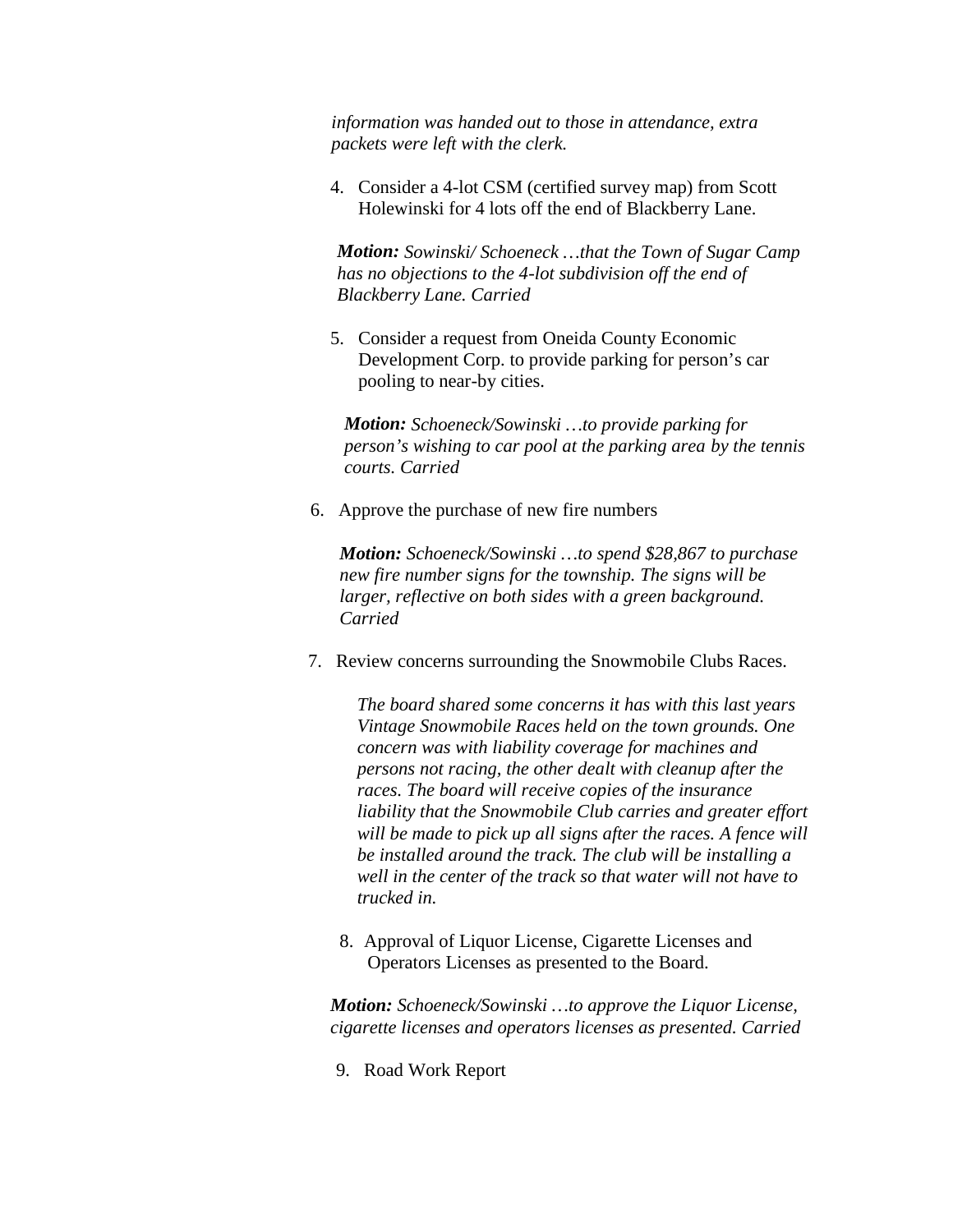*information was handed out to those in attendance, extra packets were left with the clerk.*

4. Consider a 4-lot CSM (certified survey map) from Scott Holewinski for 4 lots off the end of Blackberry Lane.

***Motion:*** *Sowinski/ Schoeneck …that the Town of Sugar Camp has no objections to the 4-lot subdivision off the end of Blackberry Lane. Carried*

5. Consider a request from Oneida County Economic Development Corp. to provide parking for person's car pooling to near-by cities.

***Motion:*** *Schoeneck/Sowinski …to provide parking for person's wishing to car pool at the parking area by the tennis courts. Carried*

6. Approve the purchase of new fire numbers

***Motion:*** *Schoeneck/Sowinski …to spend $28,867 to purchase new fire number signs for the township. The signs will be larger, reflective on both sides with a green background. Carried*

7. Review concerns surrounding the Snowmobile Clubs Races.

*The board shared some concerns it has with this last years Vintage Snowmobile Races held on the town grounds. One concern was with liability coverage for machines and persons not racing, the other dealt with cleanup after the races. The board will receive copies of the insurance liability that the Snowmobile Club carries and greater effort will be made to pick up all signs after the races. A fence will be installed around the track. The club will be installing a well in the center of the track so that water will not have to trucked in.*

8. Approval of Liquor License, Cigarette Licenses and Operators Licenses as presented to the Board.

***Motion:*** *Schoeneck/Sowinski …to approve the Liquor License, cigarette licenses and operators licenses as presented. Carried*

9. Road Work Report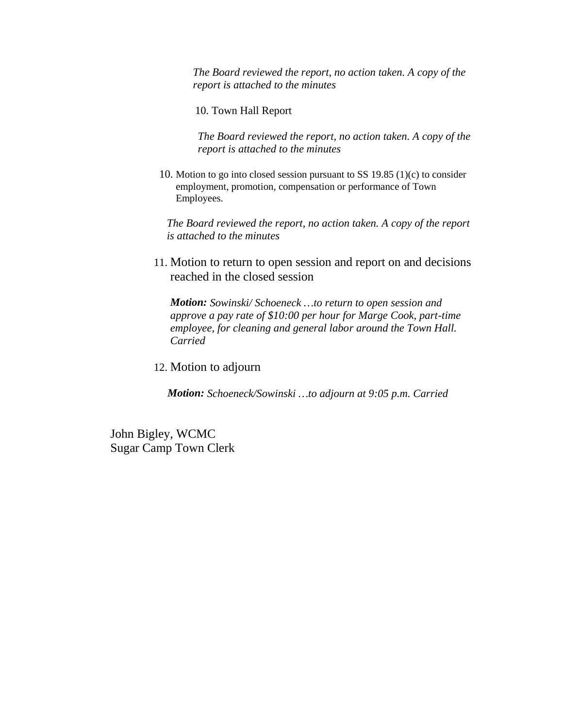*The Board reviewed the report, no action taken. A copy of the report is attached to the minutes*

10. Town Hall Report

*The Board reviewed the report, no action taken. A copy of the report is attached to the minutes*

10. Motion to go into closed session pursuant to SS 19.85 (1)(c) to consider employment, promotion, compensation or performance of Town Employees.

*The Board reviewed the report, no action taken. A copy of the report is attached to the minutes*

11. Motion to return to open session and report on and decisions reached in the closed session

***Motion:*** *Sowinski/ Schoeneck …to return to open session and approve a pay rate of $10:00 per hour for Marge Cook, part-time employee, for cleaning and general labor around the Town Hall. Carried*

12. Motion to adjourn

***Motion:*** *Schoeneck/Sowinski …to adjourn at 9:05 p.m. Carried*

John Bigley, WCMC
Sugar Camp Town Clerk